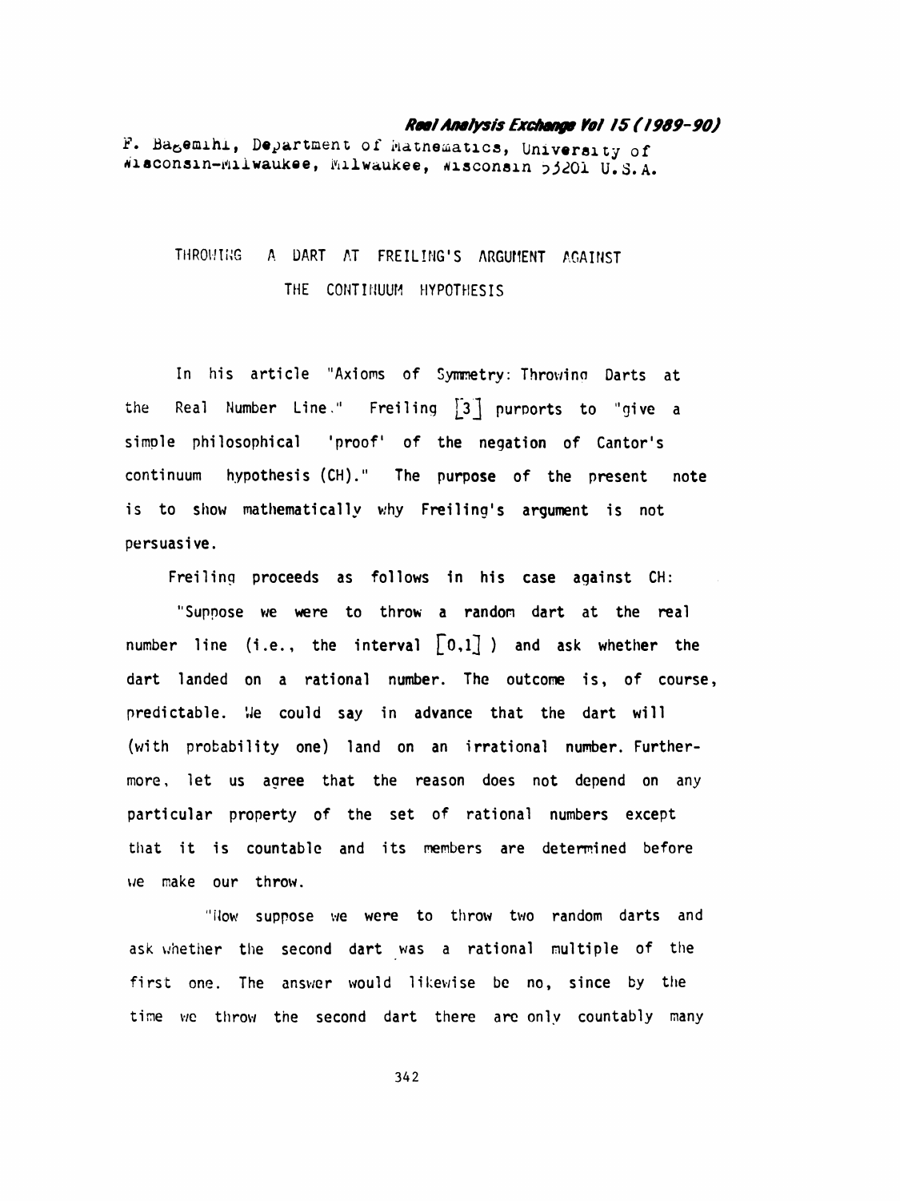F. Bagemihl, Department of Mathematics, University of Wisconsin-Milwaukee, Milwaukee, Wisconsin 53201 U.S.A.

# THROWING A DART AT FREILING'S ARGUMENT AGAINST THE CONTINUUM HYPOTHESIS

In his article "Axioms of Symmetry: Throwing Darts at the Real Number Line." Freiling [3] purports to "give a simple philosophical 'proof' of the negation of Cantor's continuum hypothesis (CH)." The purpose of the present note is to show mathematically why Freiling's argument is not persuasive.

Freiling proceeds as follows in his case against CH:

"Suppose we were to throw a random dart at the real number line (i.e., the interval $[0,1]$ ) and ask whether the dart landed on a rational number. The outcome is, of course, predictable. We could say in advance that the dart will (with probability one) land on an irrational number. Furthermore, let us agree that the reason does not depend on any particular property of the set of rational numbers except that it is countable and its members are determined before we make our throw.

"Now suppose we were to throw two random darts and ask whether the second dart was a rational multiple of the first one. The answer would likewise be no, since by the time we throw the second dart there are only countably many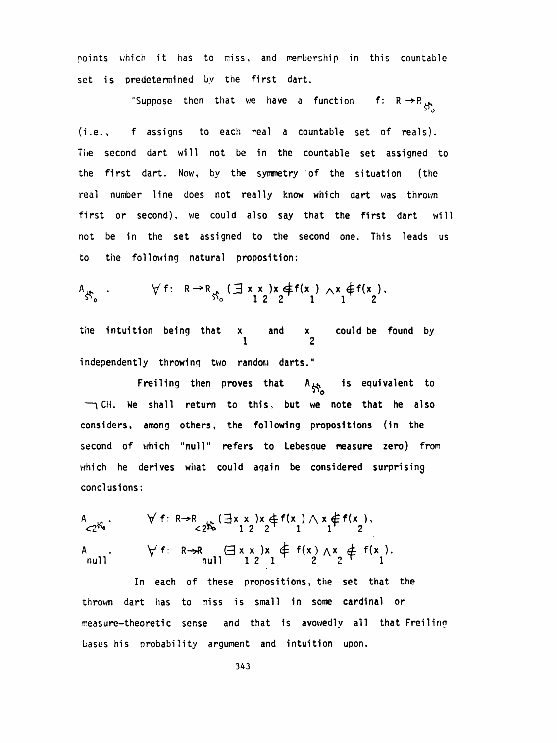points which it has to miss, and membership in this countable set is predetermined by the first dart.

"Suppose then that we have a function $f: R \rightarrow R_{\aleph_0}$ (i.e., $f$ assigns to each real a countable set of reals). The second dart will not be in the countable set assigned to the first dart. Now, by the symmetry of the situation (the real number line does not really know which dart was thrown first or second), we could also say that the first dart will not be in the set assigned to the second one. This leads us to the following natural proposition:

$$A_{\aleph_0}. \qquad \forall f: R \rightarrow R_{\aleph_0} (\exists x_1 x_2) x_2 \notin f(x_1) \wedge x_1 \notin f(x_2),$$

the intuition being that $x_1$ and $x_2$ could be found by independently throwing two random darts."

Freiling then proves that $A_{\aleph_0}$ is equivalent to $\neg$CH. We shall return to this, but we note that he also considers, among others, the following propositions (in the second of which "null" refers to Lebesque measure zero) from which he derives what could again be considered surprising conclusions:

$$A_{<2^{\aleph_0}}. \qquad \forall f: R \rightarrow R_{<2^{\aleph_0}} (\exists x_1 x_2) x_2 \notin f(x_1) \wedge x_1 \notin f(x_2),$$

$$A_{null}. \qquad \forall f: R \rightarrow R_{null} (\exists x_1 x_2) x_1 \notin f(x_2) \wedge x_2 \notin f(x_1).$$

In each of these propositions, the set that the thrown dart has to miss is small in some cardinal or measure-theoretic sense and that is avowedly all that Freiling bases his probability argument and intuition upon.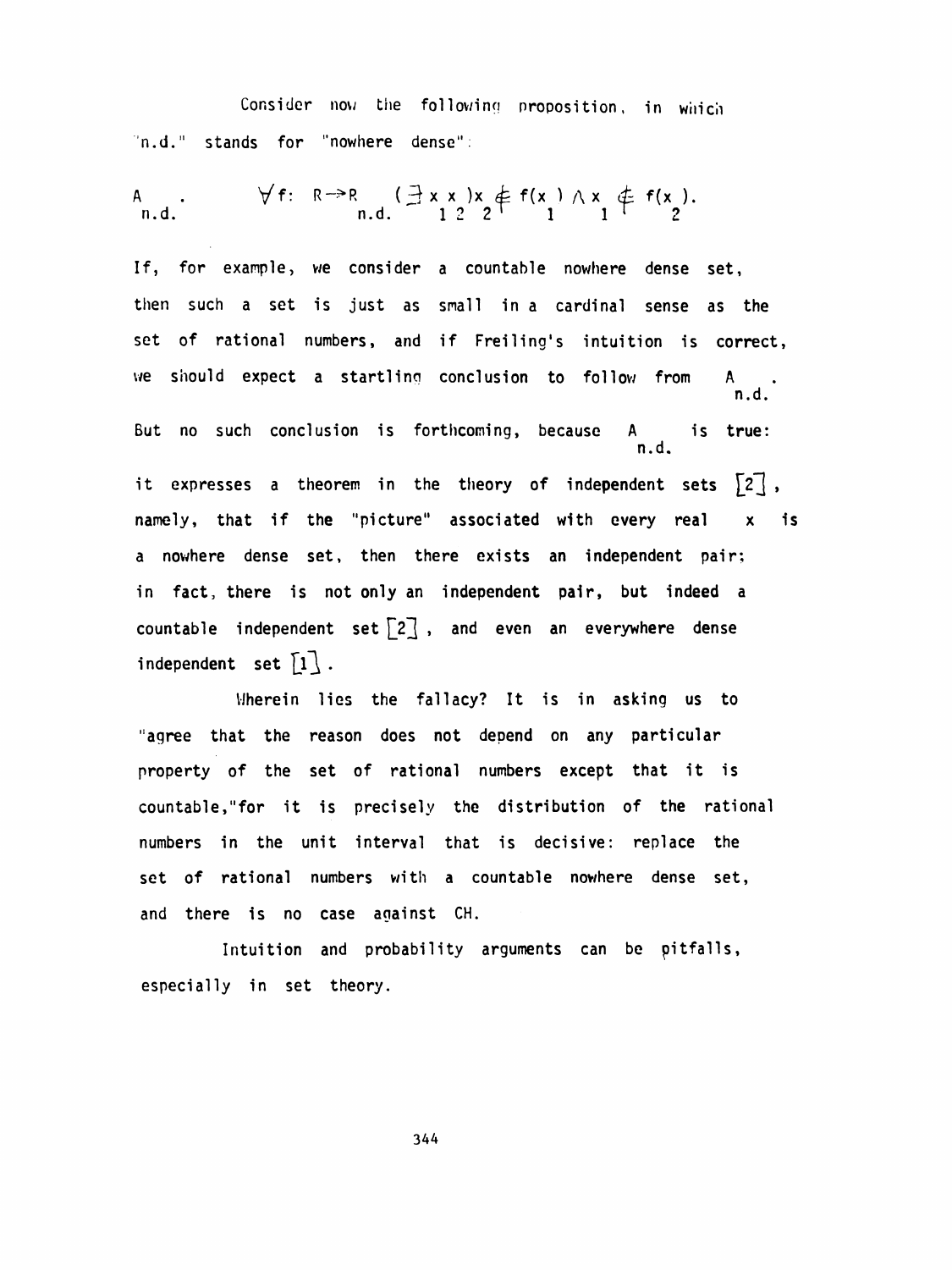Consider now the following proposition, in which "n.d." stands for "nowhere dense":

$$A_{n.d.} \qquad \forall f\colon \mathbb{R} \to \mathbb{R}_{n.d.} \; (\exists x_1 x_2) x_2 \notin f(x_1) \wedge x_1 \notin f(x_2).$$

If, for example, we consider a countable nowhere dense set, then such a set is just as small in a cardinal sense as the set of rational numbers, and if Freiling's intuition is correct, we should expect a startling conclusion to follow from $A_{n.d.}$. But no such conclusion is forthcoming, because $A_{n.d.}$ is true: it expresses a theorem in the theory of independent sets [2], namely, that if the "picture" associated with every real $x$ is a nowhere dense set, then there exists an independent pair; in fact, there is not only an independent pair, but indeed a countable independent set [2], and even an everywhere dense independent set [1].

Wherein lies the fallacy? It is in asking us to "agree that the reason does not depend on any particular property of the set of rational numbers except that it is countable," for it is precisely the distribution of the rational numbers in the unit interval that is decisive: replace the set of rational numbers with a countable nowhere dense set, and there is no case against CH.

Intuition and probability arguments can be pitfalls, especially in set theory.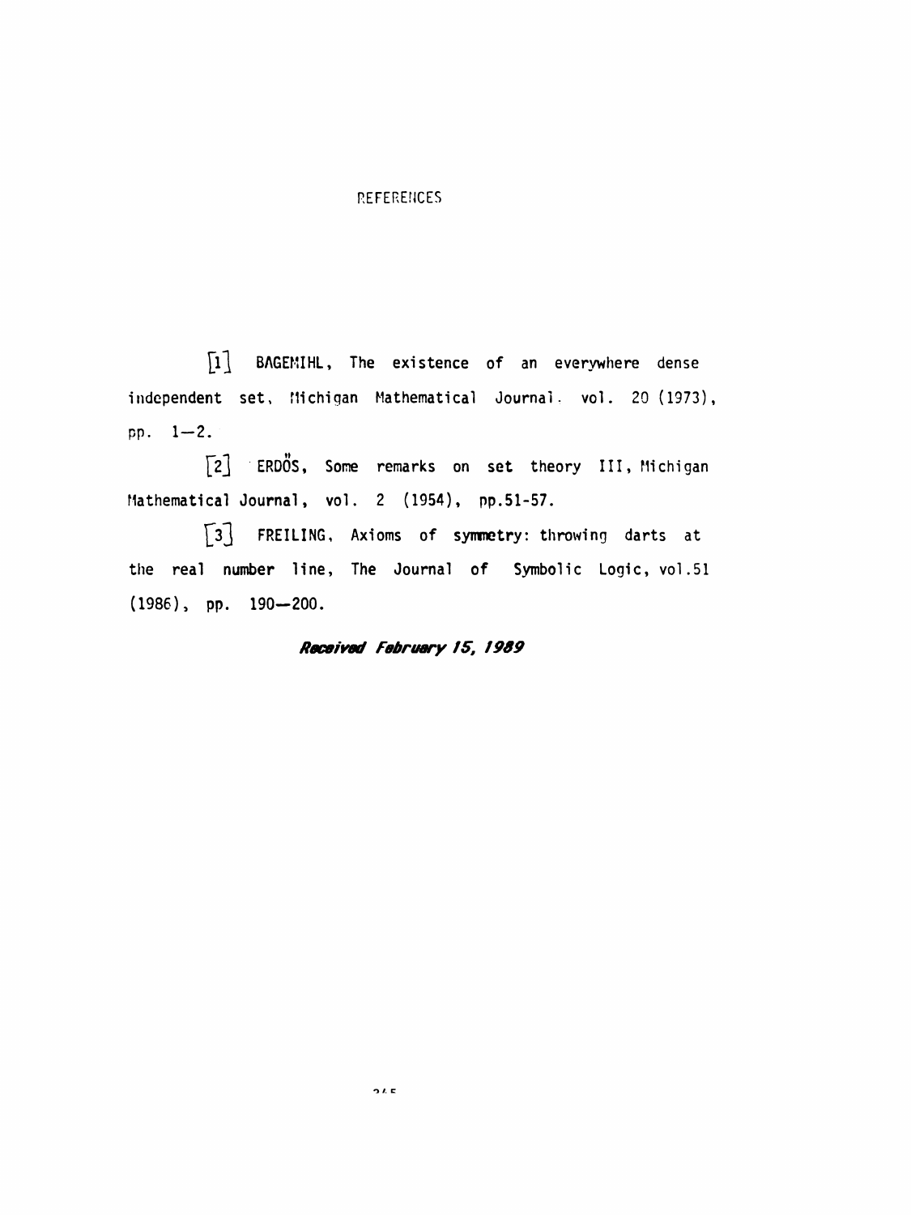## REFERENCES

[1] BAGEMIHL, The existence of an everywhere dense independent set, Michigan Mathematical Journal. vol. 20 (1973), pp. 1—2.

[2] ERDÖS, Some remarks on set theory III, Michigan Mathematical Journal, vol. 2 (1954), pp.51-57.

[3] FREILING, Axioms of symmetry: throwing darts at the real number line, The Journal of Symbolic Logic, vol.51 (1986), pp. 190—200.

***Received February 15, 1989***